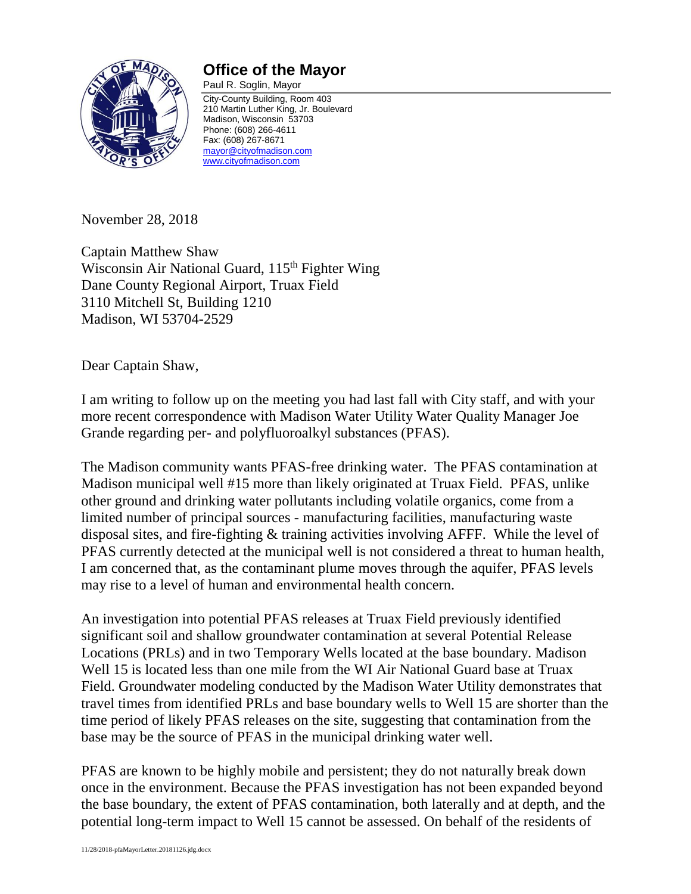# Office of the Mayor

Paul R. Soglin, Mayor

City-County Building, Room 403
210 Martin Luther King, Jr. Boulevard
Madison, Wisconsin 53703
Phone: (608) 266-4611
Fax: (608) 267-8671
mayor@cityofmadison.com
www.cityofmadison.com

November 28, 2018

Captain Matthew Shaw
Wisconsin Air National Guard, 115th Fighter Wing
Dane County Regional Airport, Truax Field
3110 Mitchell St, Building 1210
Madison, WI 53704-2529

Dear Captain Shaw,

I am writing to follow up on the meeting you had last fall with City staff, and with your more recent correspondence with Madison Water Utility Water Quality Manager Joe Grande regarding per- and polyfluoroalkyl substances (PFAS).

The Madison community wants PFAS-free drinking water. The PFAS contamination at Madison municipal well #15 more than likely originated at Truax Field. PFAS, unlike other ground and drinking water pollutants including volatile organics, come from a limited number of principal sources - manufacturing facilities, manufacturing waste disposal sites, and fire-fighting & training activities involving AFFF. While the level of PFAS currently detected at the municipal well is not considered a threat to human health, I am concerned that, as the contaminant plume moves through the aquifer, PFAS levels may rise to a level of human and environmental health concern.

An investigation into potential PFAS releases at Truax Field previously identified significant soil and shallow groundwater contamination at several Potential Release Locations (PRLs) and in two Temporary Wells located at the base boundary. Madison Well 15 is located less than one mile from the WI Air National Guard base at Truax Field. Groundwater modeling conducted by the Madison Water Utility demonstrates that travel times from identified PRLs and base boundary wells to Well 15 are shorter than the time period of likely PFAS releases on the site, suggesting that contamination from the base may be the source of PFAS in the municipal drinking water well.

PFAS are known to be highly mobile and persistent; they do not naturally break down once in the environment. Because the PFAS investigation has not been expanded beyond the base boundary, the extent of PFAS contamination, both laterally and at depth, and the potential long-term impact to Well 15 cannot be assessed. On behalf of the residents of

11/28/2018-pfaMayorLetter.20181126.jdg.docx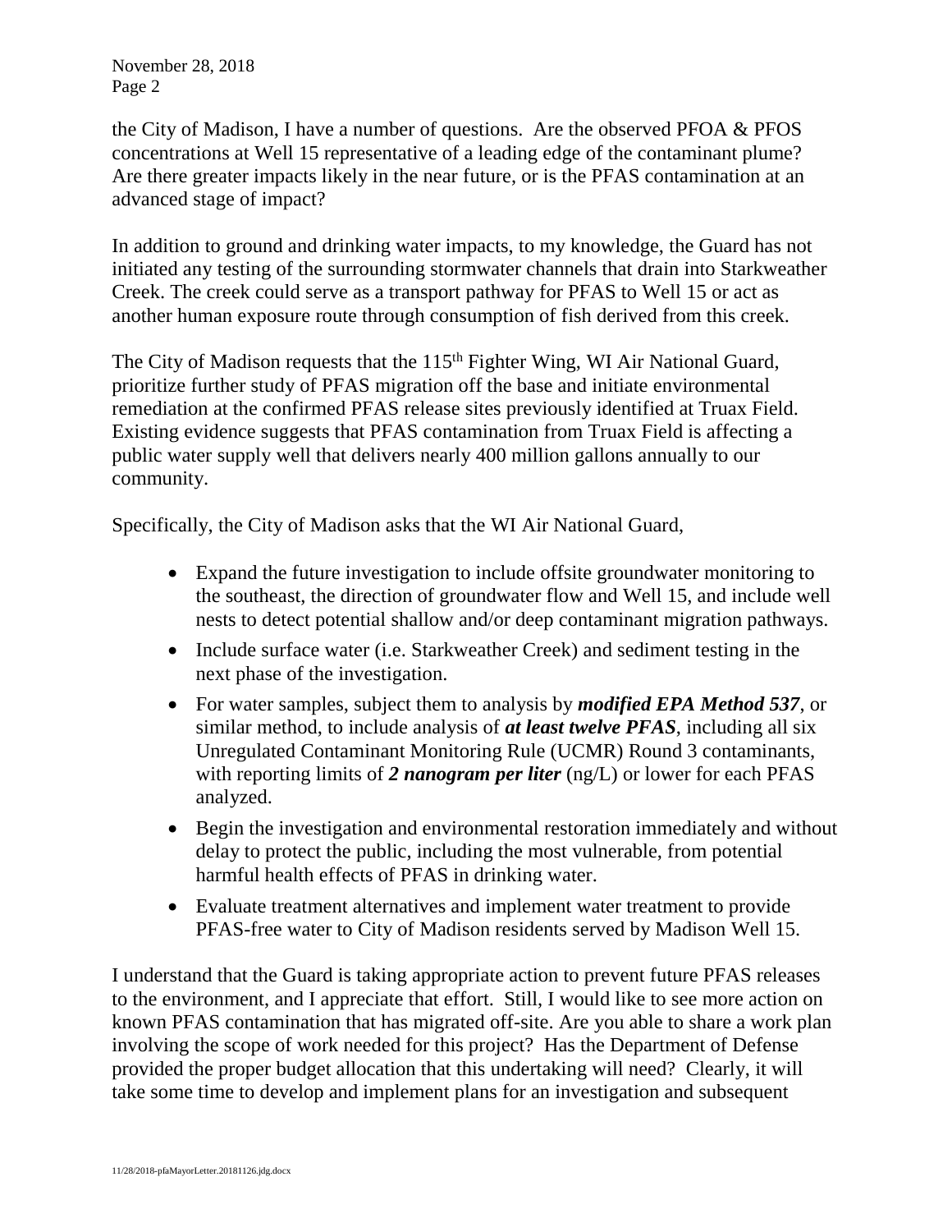the City of Madison, I have a number of questions. Are the observed PFOA & PFOS concentrations at Well 15 representative of a leading edge of the contaminant plume? Are there greater impacts likely in the near future, or is the PFAS contamination at an advanced stage of impact?

In addition to ground and drinking water impacts, to my knowledge, the Guard has not initiated any testing of the surrounding stormwater channels that drain into Starkweather Creek. The creek could serve as a transport pathway for PFAS to Well 15 or act as another human exposure route through consumption of fish derived from this creek.

The City of Madison requests that the 115th Fighter Wing, WI Air National Guard, prioritize further study of PFAS migration off the base and initiate environmental remediation at the confirmed PFAS release sites previously identified at Truax Field. Existing evidence suggests that PFAS contamination from Truax Field is affecting a public water supply well that delivers nearly 400 million gallons annually to our community.

Specifically, the City of Madison asks that the WI Air National Guard,

- Expand the future investigation to include offsite groundwater monitoring to the southeast, the direction of groundwater flow and Well 15, and include well nests to detect potential shallow and/or deep contaminant migration pathways.
- Include surface water (i.e. Starkweather Creek) and sediment testing in the next phase of the investigation.
- For water samples, subject them to analysis by ***modified EPA Method 537***, or similar method, to include analysis of ***at least twelve PFAS***, including all six Unregulated Contaminant Monitoring Rule (UCMR) Round 3 contaminants, with reporting limits of ***2 nanogram per liter*** (ng/L) or lower for each PFAS analyzed.
- Begin the investigation and environmental restoration immediately and without delay to protect the public, including the most vulnerable, from potential harmful health effects of PFAS in drinking water.
- Evaluate treatment alternatives and implement water treatment to provide PFAS-free water to City of Madison residents served by Madison Well 15.

I understand that the Guard is taking appropriate action to prevent future PFAS releases to the environment, and I appreciate that effort. Still, I would like to see more action on known PFAS contamination that has migrated off-site. Are you able to share a work plan involving the scope of work needed for this project? Has the Department of Defense provided the proper budget allocation that this undertaking will need? Clearly, it will take some time to develop and implement plans for an investigation and subsequent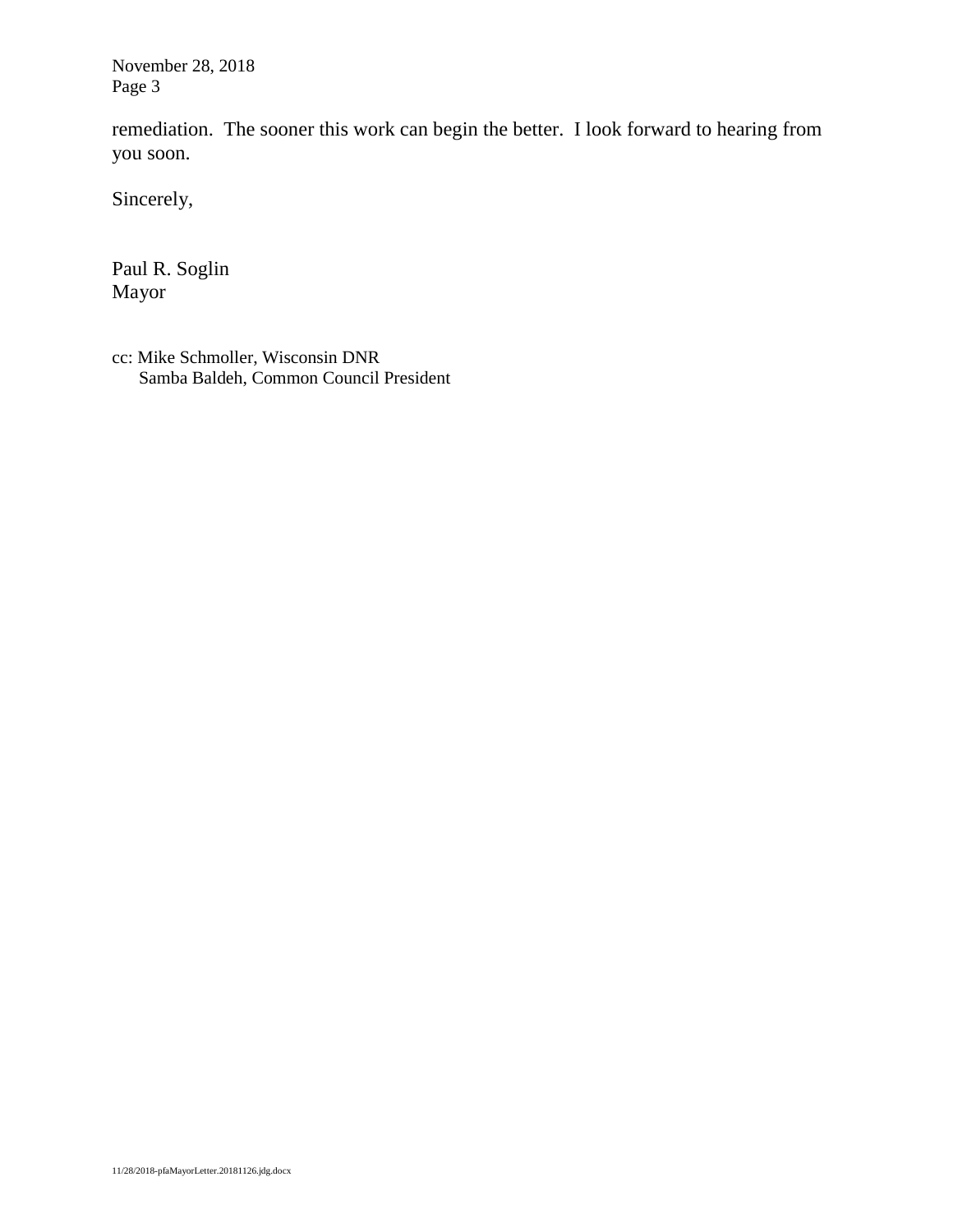remediation. The sooner this work can begin the better. I look forward to hearing from you soon.

Sincerely,

Paul R. Soglin
Mayor

cc: Mike Schmoller, Wisconsin DNR
Samba Baldeh, Common Council President

11/28/2018-pfaMayorLetter.20181126.jdg.docx